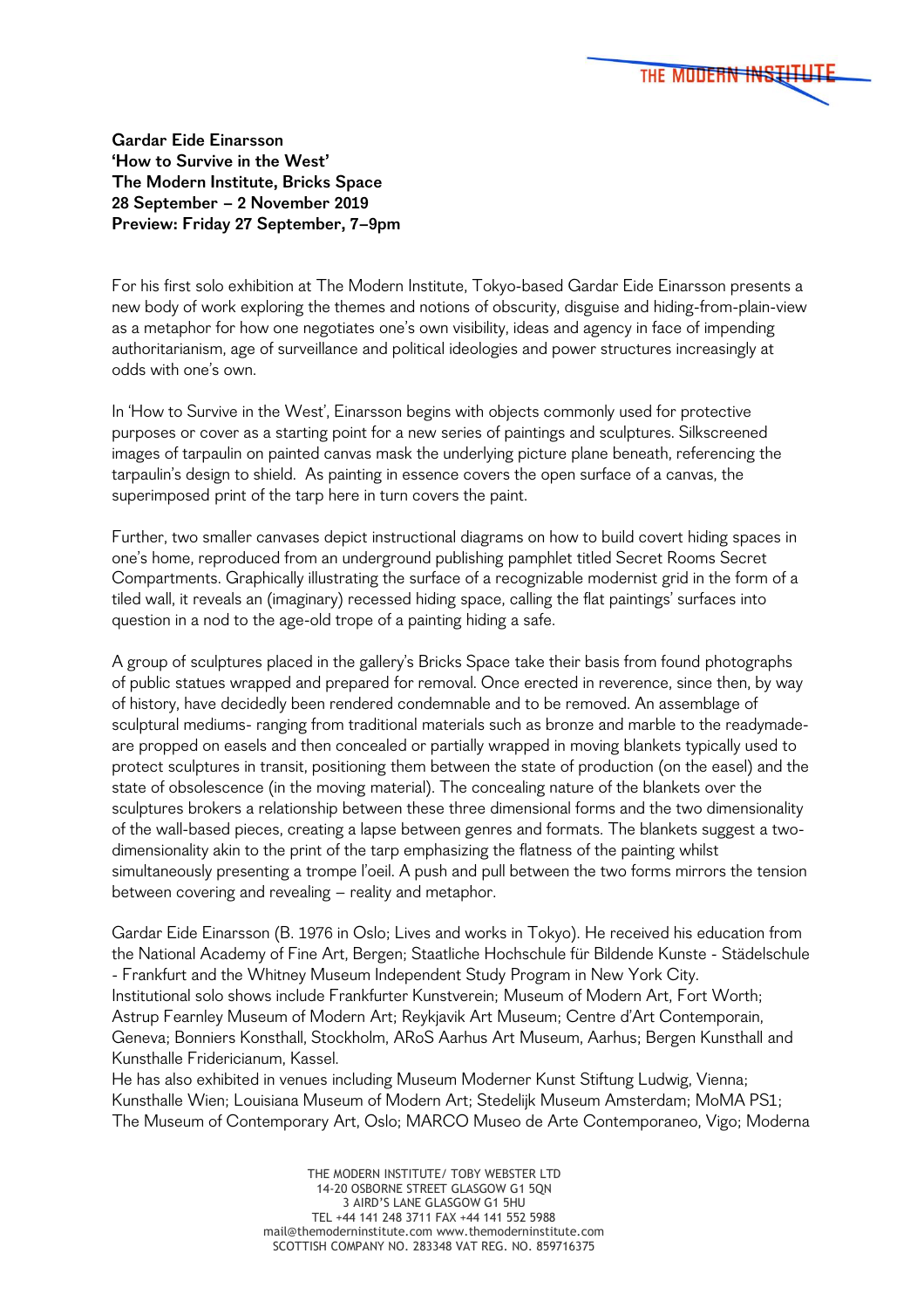**Gardar Eide Einarsson**
**'How to Survive in the West'**
**The Modern Institute, Bricks Space**
**28 September – 2 November 2019**
**Preview: Friday 27 September, 7–9pm**

For his first solo exhibition at The Modern Institute, Tokyo-based Gardar Eide Einarsson presents a new body of work exploring the themes and notions of obscurity, disguise and hiding-from-plain-view as a metaphor for how one negotiates one's own visibility, ideas and agency in face of impending authoritarianism, age of surveillance and political ideologies and power structures increasingly at odds with one's own.

In 'How to Survive in the West', Einarsson begins with objects commonly used for protective purposes or cover as a starting point for a new series of paintings and sculptures. Silkscreened images of tarpaulin on painted canvas mask the underlying picture plane beneath, referencing the tarpaulin's design to shield. As painting in essence covers the open surface of a canvas, the superimposed print of the tarp here in turn covers the paint.

Further, two smaller canvases depict instructional diagrams on how to build covert hiding spaces in one's home, reproduced from an underground publishing pamphlet titled Secret Rooms Secret Compartments. Graphically illustrating the surface of a recognizable modernist grid in the form of a tiled wall, it reveals an (imaginary) recessed hiding space, calling the flat paintings' surfaces into question in a nod to the age-old trope of a painting hiding a safe.

A group of sculptures placed in the gallery's Bricks Space take their basis from found photographs of public statues wrapped and prepared for removal. Once erected in reverence, since then, by way of history, have decidedly been rendered condemnable and to be removed. An assemblage of sculptural mediums- ranging from traditional materials such as bronze and marble to the readymade- are propped on easels and then concealed or partially wrapped in moving blankets typically used to protect sculptures in transit, positioning them between the state of production (on the easel) and the state of obsolescence (in the moving material). The concealing nature of the blankets over the sculptures brokers a relationship between these three dimensional forms and the two dimensionality of the wall-based pieces, creating a lapse between genres and formats. The blankets suggest a two-dimensionality akin to the print of the tarp emphasizing the flatness of the painting whilst simultaneously presenting a trompe l'oeil. A push and pull between the two forms mirrors the tension between covering and revealing – reality and metaphor.

Gardar Eide Einarsson (B. 1976 in Oslo; Lives and works in Tokyo). He received his education from the National Academy of Fine Art, Bergen; Staatliche Hochschule für Bildende Kunste - Städelschule - Frankfurt and the Whitney Museum Independent Study Program in New York City.
Institutional solo shows include Frankfurter Kunstverein; Museum of Modern Art, Fort Worth; Astrup Fearnley Museum of Modern Art; Reykjavik Art Museum; Centre d'Art Contemporain, Geneva; Bonniers Konsthall, Stockholm, ARoS Aarhus Art Museum, Aarhus; Bergen Kunsthall and Kunsthalle Fridericianum, Kassel.
He has also exhibited in venues including Museum Moderner Kunst Stiftung Ludwig, Vienna; Kunsthalle Wien; Louisiana Museum of Modern Art; Stedelijk Museum Amsterdam; MoMA PS1; The Museum of Contemporary Art, Oslo; MARCO Museo de Arte Contemporaneo, Vigo; Moderna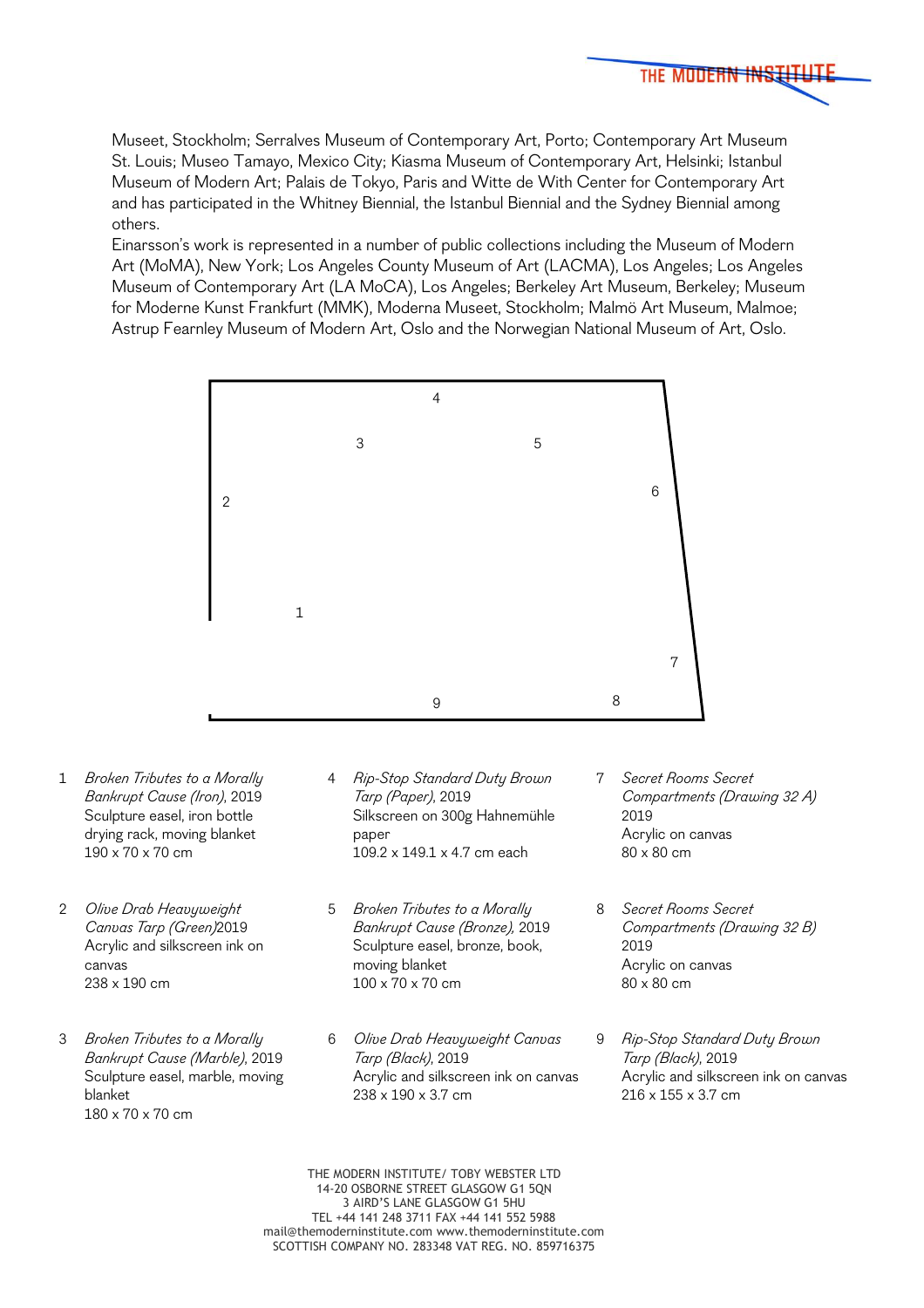Museet, Stockholm; Serralves Museum of Contemporary Art, Porto; Contemporary Art Museum St. Louis; Museo Tamayo, Mexico City; Kiasma Museum of Contemporary Art, Helsinki; Istanbul Museum of Modern Art; Palais de Tokyo, Paris and Witte de With Center for Contemporary Art and has participated in the Whitney Biennial, the Istanbul Biennial and the Sydney Biennial among others.

Einarsson's work is represented in a number of public collections including the Museum of Modern Art (MoMA), New York; Los Angeles County Museum of Art (LACMA), Los Angeles; Los Angeles Museum of Contemporary Art (LA MoCA), Los Angeles; Berkeley Art Museum, Berkeley; Museum for Moderne Kunst Frankfurt (MMK), Moderna Museet, Stockholm; Malmö Art Museum, Malmoe; Astrup Fearnley Museum of Modern Art, Oslo and the Norwegian National Museum of Art, Oslo.

4

3

5

2

6

1

7

9

8

1. *Broken Tributes to a Morally Bankrupt Cause (Iron)*, 2019
   Sculpture easel, iron bottle drying rack, moving blanket
   190 x 70 x 70 cm

2. *Olive Drab Heavyweight Canvas Tarp (Green)*2019
   Acrylic and silkscreen ink on canvas
   238 x 190 cm

3. *Broken Tributes to a Morally Bankrupt Cause (Marble)*, 2019
   Sculpture easel, marble, moving blanket
   180 x 70 x 70 cm

4. *Rip-Stop Standard Duty Brown Tarp (Paper)*, 2019
   Silkscreen on 300g Hahnemühle paper
   109.2 x 149.1 x 4.7 cm each

5. *Broken Tributes to a Morally Bankrupt Cause (Bronze)*, 2019
   Sculpture easel, bronze, book, moving blanket
   100 x 70 x 70 cm

6. *Olive Drab Heavyweight Canvas Tarp (Black)*, 2019
   Acrylic and silkscreen ink on canvas
   238 x 190 x 3.7 cm

7. *Secret Rooms Secret Compartments (Drawing 32 A)*
   2019
   Acrylic on canvas
   80 x 80 cm

8. *Secret Rooms Secret Compartments (Drawing 32 B)*
   2019
   Acrylic on canvas
   80 x 80 cm

9. *Rip-Stop Standard Duty Brown Tarp (Black)*, 2019
   Acrylic and silkscreen ink on canvas
   216 x 155 x 3.7 cm